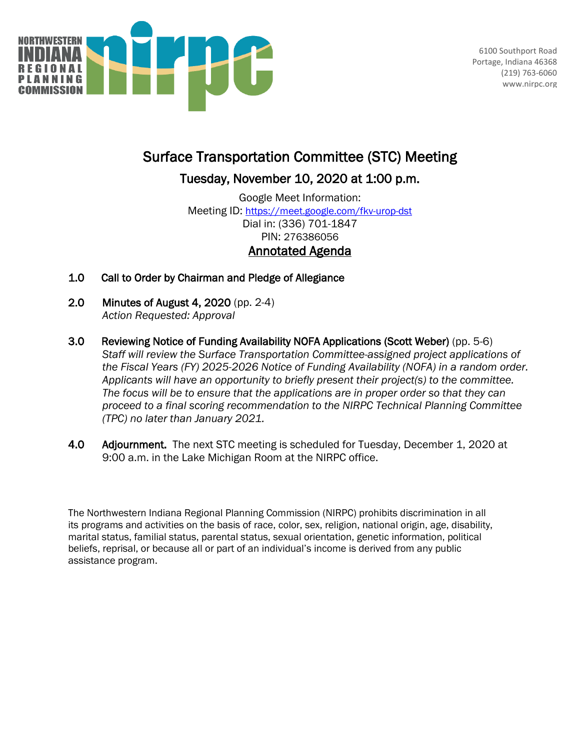NORTHWESTERN INDIANA REGIONAL PLANNING COMMISSION

6100 Southport Road
Portage, Indiana 46368
(219) 763-6060
www.nirpc.org

# Surface Transportation Committee (STC) Meeting

## Tuesday, November 10, 2020 at 1:00 p.m.

Google Meet Information:
Meeting ID: https://meet.google.com/fkv-urop-dst
Dial in: (336) 701-1847
PIN: 276386056

## Annotated Agenda

1.0 **Call to Order by Chairman and Pledge of Allegiance**

2.0 **Minutes of August 4, 2020** (pp. 2-4)
*Action Requested: Approval*

3.0 **Reviewing Notice of Funding Availability NOFA Applications (Scott Weber)** (pp. 5-6)
*Staff will review the Surface Transportation Committee-assigned project applications of the Fiscal Years (FY) 2025-2026 Notice of Funding Availability (NOFA) in a random order. Applicants will have an opportunity to briefly present their project(s) to the committee. The focus will be to ensure that the applications are in proper order so that they can proceed to a final scoring recommendation to the NIRPC Technical Planning Committee (TPC) no later than January 2021.*

4.0 **Adjournment.** The next STC meeting is scheduled for Tuesday, December 1, 2020 at 9:00 a.m. in the Lake Michigan Room at the NIRPC office.

The Northwestern Indiana Regional Planning Commission (NIRPC) prohibits discrimination in all its programs and activities on the basis of race, color, sex, religion, national origin, age, disability, marital status, familial status, parental status, sexual orientation, genetic information, political beliefs, reprisal, or because all or part of an individual's income is derived from any public assistance program.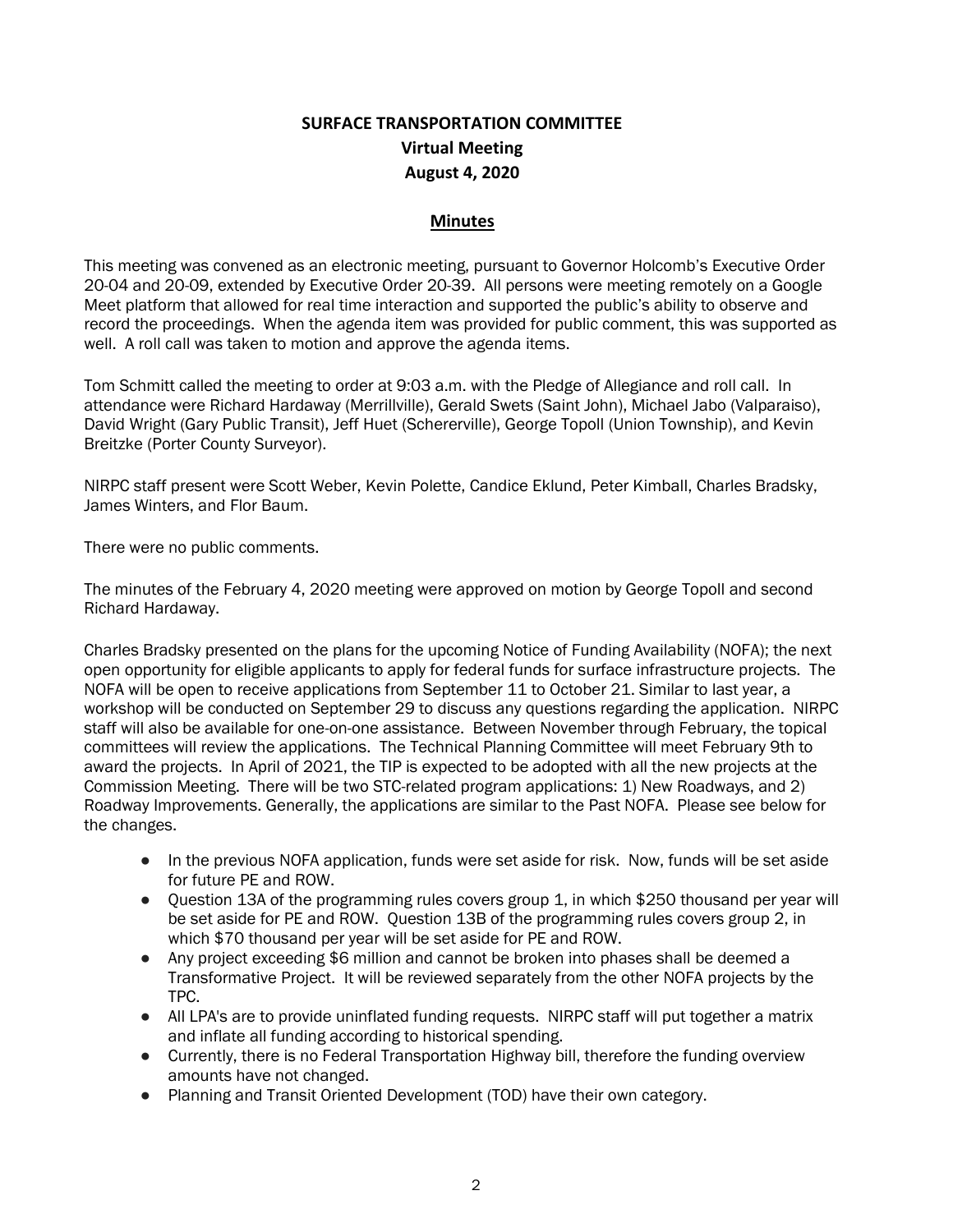# SURFACE TRANSPORTATION COMMITTEE

**Virtual Meeting**

**August 4, 2020**

## Minutes

This meeting was convened as an electronic meeting, pursuant to Governor Holcomb's Executive Order 20-04 and 20-09, extended by Executive Order 20-39. All persons were meeting remotely on a Google Meet platform that allowed for real time interaction and supported the public's ability to observe and record the proceedings. When the agenda item was provided for public comment, this was supported as well. A roll call was taken to motion and approve the agenda items.

Tom Schmitt called the meeting to order at 9:03 a.m. with the Pledge of Allegiance and roll call. In attendance were Richard Hardaway (Merrillville), Gerald Swets (Saint John), Michael Jabo (Valparaiso), David Wright (Gary Public Transit), Jeff Huet (Schererville), George Topoll (Union Township), and Kevin Breitzke (Porter County Surveyor).

NIRPC staff present were Scott Weber, Kevin Polette, Candice Eklund, Peter Kimball, Charles Bradsky, James Winters, and Flor Baum.

There were no public comments.

The minutes of the February 4, 2020 meeting were approved on motion by George Topoll and second Richard Hardaway.

Charles Bradsky presented on the plans for the upcoming Notice of Funding Availability (NOFA); the next open opportunity for eligible applicants to apply for federal funds for surface infrastructure projects. The NOFA will be open to receive applications from September 11 to October 21. Similar to last year, a workshop will be conducted on September 29 to discuss any questions regarding the application. NIRPC staff will also be available for one-on-one assistance. Between November through February, the topical committees will review the applications. The Technical Planning Committee will meet February 9th to award the projects. In April of 2021, the TIP is expected to be adopted with all the new projects at the Commission Meeting. There will be two STC-related program applications: 1) New Roadways, and 2) Roadway Improvements. Generally, the applications are similar to the Past NOFA. Please see below for the changes.

- In the previous NOFA application, funds were set aside for risk. Now, funds will be set aside for future PE and ROW.
- Question 13A of the programming rules covers group 1, in which $250 thousand per year will be set aside for PE and ROW. Question 13B of the programming rules covers group 2, in which $70 thousand per year will be set aside for PE and ROW.
- Any project exceeding $6 million and cannot be broken into phases shall be deemed a Transformative Project. It will be reviewed separately from the other NOFA projects by the TPC.
- All LPA's are to provide uninflated funding requests. NIRPC staff will put together a matrix and inflate all funding according to historical spending.
- Currently, there is no Federal Transportation Highway bill, therefore the funding overview amounts have not changed.
- Planning and Transit Oriented Development (TOD) have their own category.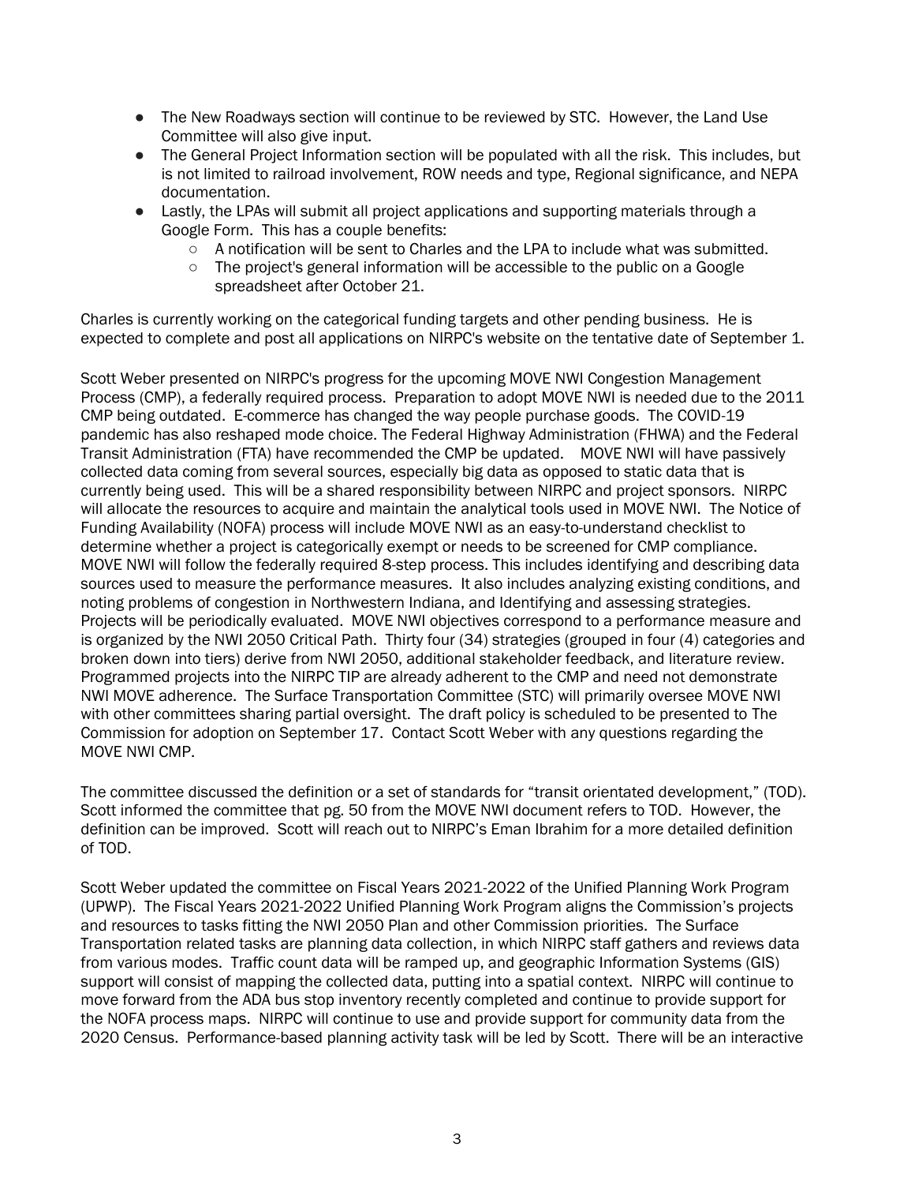- The New Roadways section will continue to be reviewed by STC. However, the Land Use Committee will also give input.
- The General Project Information section will be populated with all the risk. This includes, but is not limited to railroad involvement, ROW needs and type, Regional significance, and NEPA documentation.
- Lastly, the LPAs will submit all project applications and supporting materials through a Google Form. This has a couple benefits:
  - A notification will be sent to Charles and the LPA to include what was submitted.
  - The project's general information will be accessible to the public on a Google spreadsheet after October 21.

Charles is currently working on the categorical funding targets and other pending business. He is expected to complete and post all applications on NIRPC's website on the tentative date of September 1.

Scott Weber presented on NIRPC's progress for the upcoming MOVE NWI Congestion Management Process (CMP), a federally required process. Preparation to adopt MOVE NWI is needed due to the 2011 CMP being outdated. E-commerce has changed the way people purchase goods. The COVID-19 pandemic has also reshaped mode choice. The Federal Highway Administration (FHWA) and the Federal Transit Administration (FTA) have recommended the CMP be updated. MOVE NWI will have passively collected data coming from several sources, especially big data as opposed to static data that is currently being used. This will be a shared responsibility between NIRPC and project sponsors. NIRPC will allocate the resources to acquire and maintain the analytical tools used in MOVE NWI. The Notice of Funding Availability (NOFA) process will include MOVE NWI as an easy-to-understand checklist to determine whether a project is categorically exempt or needs to be screened for CMP compliance. MOVE NWI will follow the federally required 8-step process. This includes identifying and describing data sources used to measure the performance measures. It also includes analyzing existing conditions, and noting problems of congestion in Northwestern Indiana, and Identifying and assessing strategies. Projects will be periodically evaluated. MOVE NWI objectives correspond to a performance measure and is organized by the NWI 2050 Critical Path. Thirty four (34) strategies (grouped in four (4) categories and broken down into tiers) derive from NWI 2050, additional stakeholder feedback, and literature review. Programmed projects into the NIRPC TIP are already adherent to the CMP and need not demonstrate NWI MOVE adherence. The Surface Transportation Committee (STC) will primarily oversee MOVE NWI with other committees sharing partial oversight. The draft policy is scheduled to be presented to The Commission for adoption on September 17. Contact Scott Weber with any questions regarding the MOVE NWI CMP.

The committee discussed the definition or a set of standards for "transit orientated development," (TOD). Scott informed the committee that pg. 50 from the MOVE NWI document refers to TOD. However, the definition can be improved. Scott will reach out to NIRPC's Eman Ibrahim for a more detailed definition of TOD.

Scott Weber updated the committee on Fiscal Years 2021-2022 of the Unified Planning Work Program (UPWP). The Fiscal Years 2021-2022 Unified Planning Work Program aligns the Commission's projects and resources to tasks fitting the NWI 2050 Plan and other Commission priorities. The Surface Transportation related tasks are planning data collection, in which NIRPC staff gathers and reviews data from various modes. Traffic count data will be ramped up, and geographic Information Systems (GIS) support will consist of mapping the collected data, putting into a spatial context. NIRPC will continue to move forward from the ADA bus stop inventory recently completed and continue to provide support for the NOFA process maps. NIRPC will continue to use and provide support for community data from the 2020 Census. Performance-based planning activity task will be led by Scott. There will be an interactive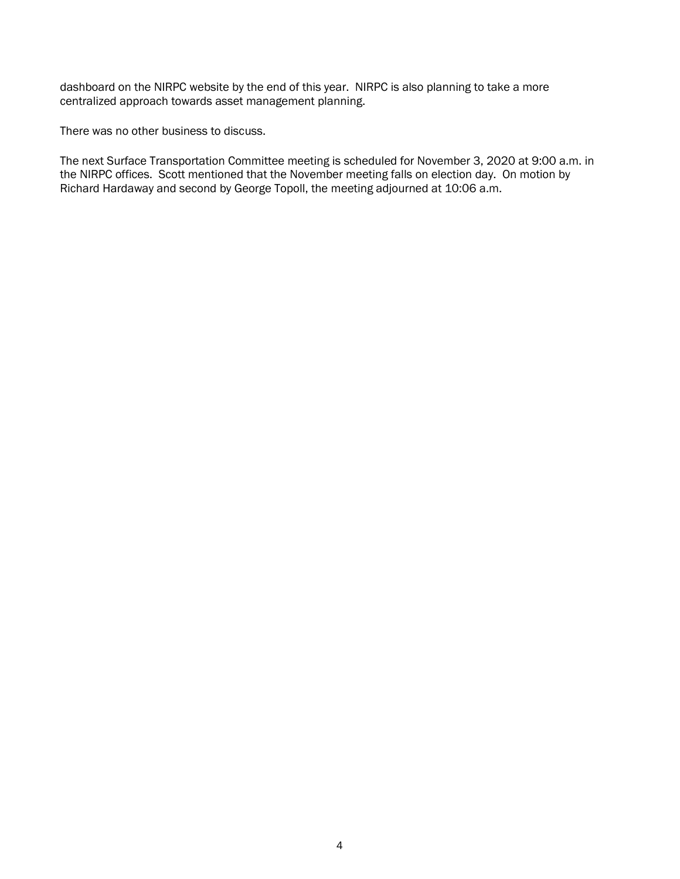dashboard on the NIRPC website by the end of this year. NIRPC is also planning to take a more centralized approach towards asset management planning.

There was no other business to discuss.

The next Surface Transportation Committee meeting is scheduled for November 3, 2020 at 9:00 a.m. in the NIRPC offices. Scott mentioned that the November meeting falls on election day. On motion by Richard Hardaway and second by George Topoll, the meeting adjourned at 10:06 a.m.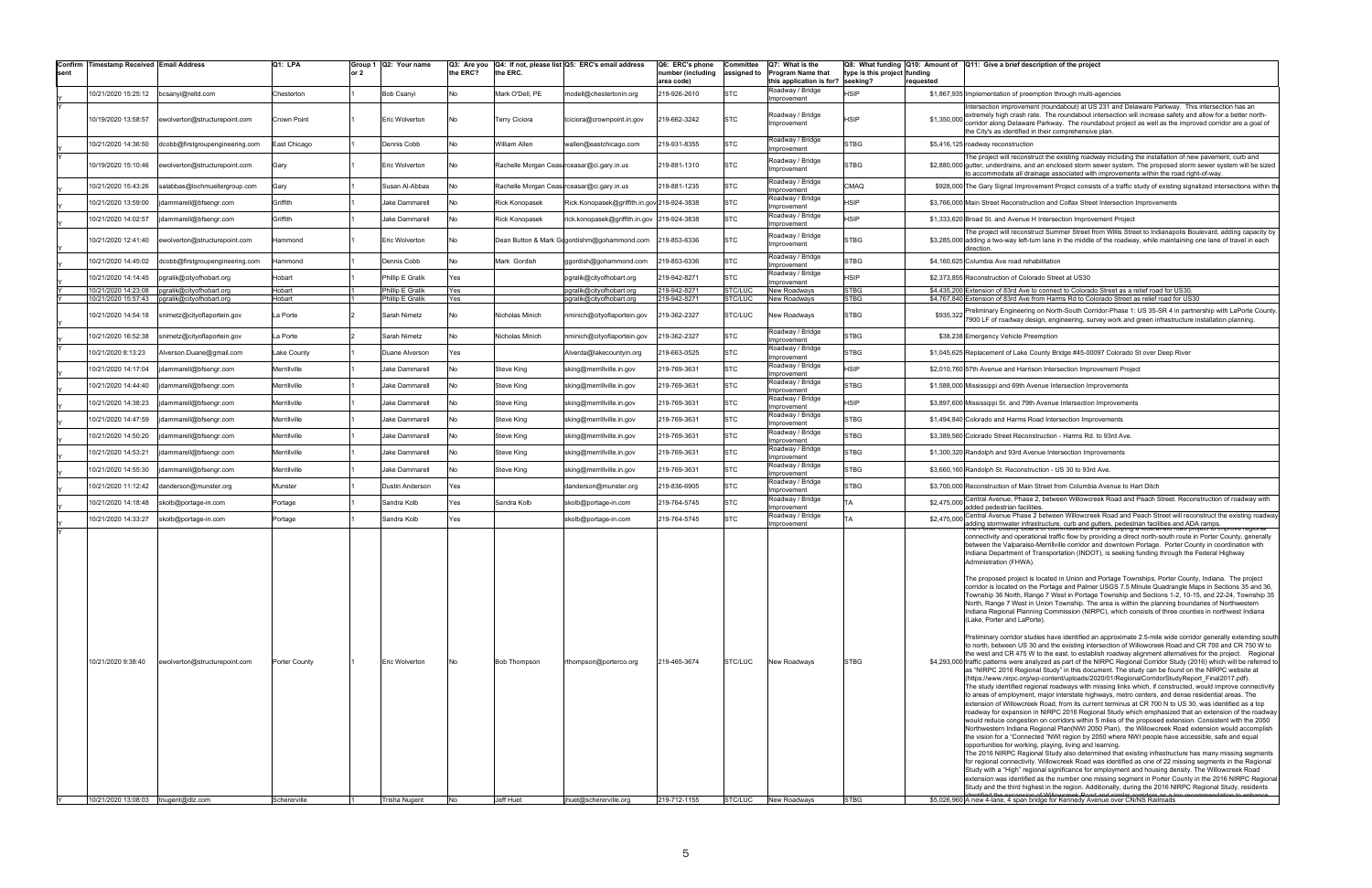| Confirm sent | Timestamp Received | Email Address | Q1: LPA | Group 1 or 2 | Q2: Your name | Q3: Are you the ERC? | Q4: If not, please list the ERC. | Q5: ERC's email address | Q6: ERC's phone number (including area code) | Committee assigned to | Q7: What is the Program Name that this application is for? | Q8: What funding type is this project seeking? | Q10: Amount of funding requested | Q11: Give a brief description of the project |
|---|---|---|---|---|---|---|---|---|---|---|---|---|---|---|
| Y | 10/21/2020 15:25:12 | bcsanyi@reltd.com | Chesterton | 1 | Bob Csanyi | No | Mark O'Dell, PE | modell@chestertonin.org | 219-926-2610 | STC | Roadway / Bridge Improvement | HSIP | $1,867,935 | Implementation of preemption through multi-agencies |
| Y | 10/19/2020 13:58:57 | ewolverton@structurepoint.com | Crown Point | 1 | Eric Wolverton | No | Terry Ciciora | tciciora@crownpoint.in.gov | 219-662-3242 | STC | Roadway / Bridge Improvement | HSIP | $1,350,000 | Intersection improvement (roundabout) at US 231 and Delaware Parkway. This intersection has an extremely high crash rate. The roundabout intersection will increase safety and allow for a better north-corridor along Delaware Parkway. The roundabout project as well as the improved corridor are a goal of the City's as identified in their comprehensive plan. |
| Y | 10/21/2020 14:36:50 | dcobb@firstgroupengineering.com | East Chicago | 1 | Dennis Cobb | No | William Allen | wallen@eastchicago.com | 219-931-8355 | STC | Roadway / Bridge Improvement | STBG | $5,416,125 | roadway reconstruction |
| Y | 10/19/2020 15:10:46 | ewolverton@structurepoint.com | Gary | 1 | Eric Wolverton | No | Rachelle Morgan Ceasar | rceasar@ci.gary.in.us | 219-881-1310 | STC | Roadway / Bridge Improvement | STBG | $2,880,000 | The project will reconstruct the existing roadway including the installation of new pavement, curb and gutter, underdrains, and an enclosed storm sewer system. The proposed storm sewer system will be sized to accommodate all drainage associated with improvements within the road right-of-way. |
| Y | 10/21/2020 15:43:26 | salabbas@lochmuellergroup.com | Gary | 1 | Susan Al-Abbas | No | Rachelle Morgan Ceasar | rceasar@ci.gary.in.us | 219-881-1235 | STC | Roadway / Bridge Improvement | CMAQ | $928,000 | The Gary Signal Improvement Project consists of a traffic study of existing signalized intersections within the |
| Y | 10/21/2020 13:59:00 | jdammarell@bfsengr.com | Griffith | 1 | Jake Dammarell | No | Rick Konopasek | Rick.Konopasek@griffith.in.gov | 219-924-3838 | STC | Roadway / Bridge Improvement | HSIP | $3,766,000 | Main Street Reconstruction and Colfax Street Intersection Improvements |
| Y | 10/21/2020 14:02:57 | jdammarell@bfsengr.com | Griffith | 1 | Jake Dammarell | No | Rick Konopasek | rick.konopasek@griffith.in.gov | 219-924-3838 | STC | Roadway / Bridge Improvement | HSIP | $1,333,620 | Broad St. and Avenue H Intersection Improvement Project |
| Y | 10/21/2020 12:41:40 | ewolverton@structurepoint.com | Hammond | 1 | Eric Wolverton | No | Dean Button & Mark Gordish | mgordishm@gohammond.com | 219-853-6336 | STC | Roadway / Bridge Improvement | STBG | $3,285,000 | The project will reconstruct Summer Street from Willis Street to Indianapolis Boulevard, adding capacity by adding a two-way left-turn lane in the middle of the roadway, while maintaining one lane of travel in each direction. |
| Y | 10/21/2020 14:45:02 | dcobb@firstgroupengineering.com | Hammond | 1 | Dennis Cobb | No | Mark Gordish | ggordish@gohammond.com | 219-853-6336 | STC | Roadway / Bridge Improvement | STBG | $4,160,625 | Columbia Ave road rehabilitation |
| Y | 10/21/2020 14:14:45 | pgralik@cityofhobart.org | Hobart | 1 | Phillip E Gralik | Yes | | pgralik@cityofhobart.org | 219-942-8271 | STC | Roadway / Bridge Improvement | HSIP | $2,373,855 | Reconstruction of Colorado Street at US30 |
| Y | 10/21/2020 14:23:08 | pgralik@cityofhobart.org | Hobart | 1 | Phillip E Gralik | Yes | | pgralik@cityofhobart.org | 219-942-8271 | STC/LUC | New Roadways | STBG | $4,435,200 | Extension of 83rd Ave to connect to Colorado Street as a relief road for US30. |
| Y | 10/21/2020 15:57:43 | pgralik@cityofhobart.org | Hobart | 1 | Phillip E Gralik | Yes | | pgralik@cityofhobart.org | 219-942-8271 | STC/LUC | New Roadways | STBG | $4,767,840 | Extension of 83rd Ave from Harms Rd to Colorado Street as relief road for US30 |
| Y | 10/21/2020 14:54:18 | snimetz@cityoflaporte.gov | La Porte | 2 | Sarah Nimetz | No | Nicholas Minich | nminich@cityoflaporte.gov | 219-362-2327 | STC/LUC | New Roadways | STBG | $935,322 | Preliminary Engineering on North-South Corridor-Phase 1: US 35-SR 4 in partnership with LaPorte County. 7900 LF of roadway design, engineering, survey work and green infrastructure installation planning. |
| Y | 10/21/2020 16:52:38 | snimetz@cityoflaporte.gov | La Porte | 2 | Sarah Nimetz | No | Nicholas Minich | nminich@cityoflaporte.gov | 219-362-2327 | STC | Roadway / Bridge Improvement | STBG | $38,238 | Emergency Vehicle Preemption |
| Y | 10/21/2020 8:13:23 | Alverson.Duane@gmail.com | Lake County | 1 | Duane Alverson | Yes | | Alverda@lakecountyin.org | 219-663-0525 | STC | Roadway / Bridge Improvement | STBG | $1,046,625 | Replacement of Lake County Bridge #45-00097 Colorado St over Deep River |
| Y | 10/21/2020 14:17:04 | jdammarell@bfsengr.com | Merrillville | 1 | Jake Dammarell | No | Steve King | sking@merrillville.in.gov | 219-769-3631 | STC | Roadway / Bridge Improvement | HSIP | $2,010,760 | 57th Avenue and Harrison Intersection Improvement Project |
| Y | 10/21/2020 14:44:40 | jdammarell@bfsengr.com | Merrillville | 1 | Jake Dammarell | No | Steve King | sking@merrillville.in.gov | 219-769-3631 | STC | Roadway / Bridge Improvement | STBG | $1,588,000 | Mississippi and 69th Avenue Intersection Improvements |
| Y | 10/21/2020 14:38:23 | jdammarell@bfsengr.com | Merrillville | 1 | Jake Dammarell | No | Steve King | sking@merrillville.in.gov | 219-769-3631 | STC | Roadway / Bridge Improvement | HSIP | $3,897,600 | Mississippi St. and 79th Avenue Intersection Improvements |
| Y | 10/21/2020 14:47:59 | jdammarell@bfsengr.com | Merrillville | 1 | Jake Dammarell | No | Steve King | sking@merrillville.in.gov | 219-769-3631 | STC | Roadway / Bridge Improvement | STBG | $1,494,840 | Colorado and Harms Road Intersection Improvements |
| Y | 10/21/2020 14:50:20 | jdammarell@bfsengr.com | Merrillville | 1 | Jake Dammarell | No | Steve King | sking@merrillville.in.gov | 219-769-3631 | STC | Roadway / Bridge Improvement | STBG | $3,389,560 | Colorado Street Reconstruction - Harms Rd. to 93rd Ave. |
| Y | 10/21/2020 14:53:21 | jdammarell@bfsengr.com | Merrillville | 1 | Jake Dammarell | No | Steve King | sking@merrillville.in.gov | 219-769-3631 | STC | Roadway / Bridge Improvement | STBG | $1,300,320 | Randolph and 93rd Avenue Intersection Improvements |
| Y | 10/21/2020 14:55:30 | jdammarell@bfsengr.com | Merrillville | 1 | Jake Dammarell | No | Steve King | sking@merrillville.in.gov | 219-769-3631 | STC | Roadway / Bridge Improvement | STBG | $3,660,160 | Randolph St. Reconstruction - US 30 to 93rd Ave. |
| Y | 10/21/2020 11:12:42 | danderson@munster.org | Munster | 1 | Dustin Anderson | Yes | | danderson@munster.org | 219-836-6905 | STC | Roadway / Bridge Improvement | STBG | $3,700,000 | Reconstruction of Main Street from Columbia Avenue to Hart Ditch |
| Y | 10/21/2020 14:18:48 | skolb@portage-in.com | Portage | 1 | Sandra Kolb | Yes | Sandra Kolb | skolb@portage-in.com | 219-764-5745 | STC | Roadway / Bridge Improvement | TA | $2,475,000 | Central Avenue. Phase 2, between Willowcreek Road and Peach Street. Reconstruction of roadway with added pedestrian facilities. |
| Y | 10/21/2020 14:33:27 | skolb@portage-in.com | Portage | 1 | Sandra Kolb | Yes | | skolb@portage-in.com | 219-764-5745 | STC | Roadway / Bridge Improvement | TA | $2,475,000 | Central Avenue Phase 2 between Willowcreek Road and Peach Street will reconstruct the existing roadway adding stormwater infrastructure, curb and gutters, pedestrian facilities and ADA ramps. |
| Y | 10/21/2020 9:38:40 | ewolverton@structurepoint.com | Porter County | 1 | Eric Wolverton | No | Bob Thompson | rthompson@porterco.org | 219-465-3674 | STC/LUC | New Roadways | STBG | $4,293,000 | The Porter County Board of Commissioners is developing a federal-aid road project to improve regional connectivity and operational traffic flow by providing a direct north-south route in Porter County, generally between the Valparaiso-Merrillville corridor and downtown Portage. Porter County in coordination with Indiana Department of Transportation (INDOT), is seeking funding through the Federal Highway Administration (FHWA).<br><br>The proposed project is located in Union and Portage Townships, Porter County, Indiana. The project corridor is located on the Portage and Palmer USGS 7.5 Minute Quadrangle Maps in Sections 35 and 36, Township 36 North, Range 7 West in Portage Township and Sections 1-2, 10-15, and 22-24, Township 35 North, Range 7 West in Union Township. The area is within the planning boundaries of Northwestern Indiana Regional Planning Commission (NIRPC), which consists of three counties in northwest Indiana (Lake, Porter and LaPorte).<br><br>Preliminary corridor studies have identified an approximate 2.5-mile wide corridor generally extending south to north, between US 30 and the existing intersection of Willowcreek Road and CR 700 and CR 750 W to the west and CR 475 W to the east, to establish roadway alignment alternatives for the project. Regional traffic patterns were analyzed as part of the NIRPC Regional Corridor Study (2016) which will be referred to as "NIRPC 2016 Regional Study" in this document. The study can be found on the NIRPC website at (https://www.nirpc.org/wp-content/uploads/2020/01/RegionalCorridorStudyReport_Final2017.pdf). The study identified regional roadways with missing links which, if constructed, would improve connectivity to areas of employment, major interstate highways, metro centers, and dense residential areas. The extension of Willowcreek Road, from its current terminus at CR 700 N to US 30, was identified as a top roadway for expansion in NIRPC 2016 Regional Study which emphasized that an extension of the roadway would reduce congestion on corridors within 5 miles of the proposed extension. Consistent with the 2050 Northwestern Indiana Regional Plan(NWI 2050 Plan), the Willowcreek Road extension would accomplish the vision for a "Connected "NWI region by 2050 where NWI people have accessible, safe and equal opportunities for working, playing, living and learning.<br>The 2016 NIRPC Regional Study also determined that existing infrastructure has many missing segments for regional connectivity. Willowcreek Road was identified as one of 22 missing segments in the Regional Study with a "High" regional significance for employment and housing density. The Willowcreek Road extension was identified as the number one missing segment in Porter County in the 2016 NIRPC Regional Study and the third highest in the region. Additionally, during the 2016 NIRPC Regional Study, residents identified the expansion of Willowcreek Road and similar corridors as a top recommendation to enhance |
| Y | 10/21/2020 13:08:03 | tnugent@dlz.com | Schererville | 1 | Trisha Nugent | No | Jeff Huet | jhuet@schererville.org | 219-712-1155 | STC/LUC | New Roadways | STBG | $5,026,960 | A new 4-lane, 4 span bridge for Kennedy Avenue over CN/NS Railroads |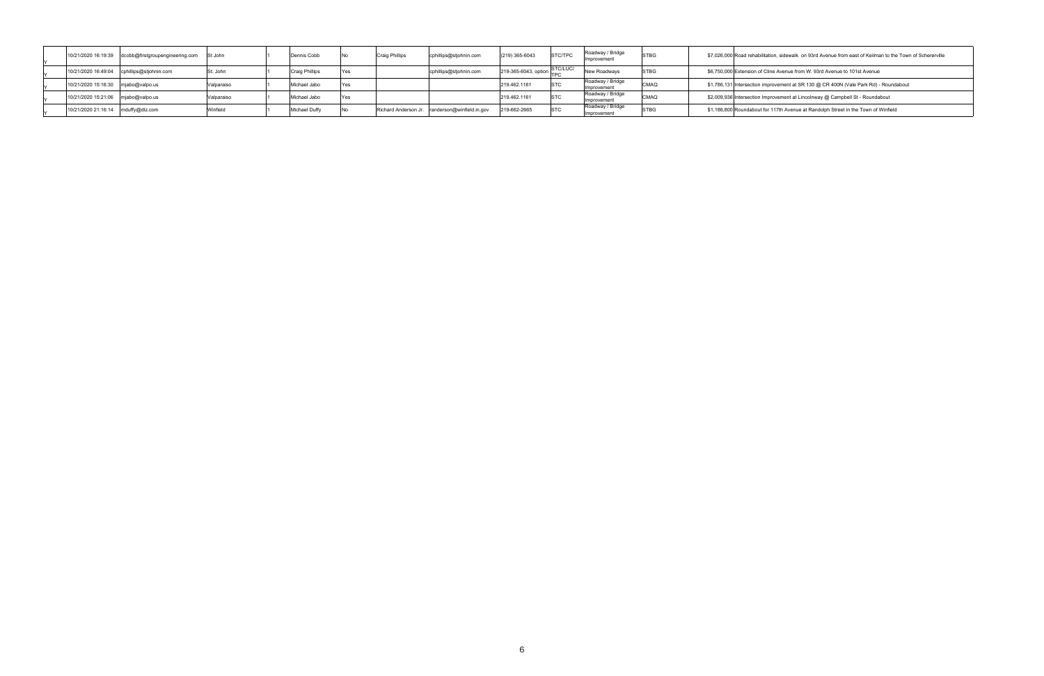| | | | | | | | | | | | | | | | |
|---|---|---|---|---|---|---|---|---|---|---|---|---|---|---|---|
| Y | 10/21/2020 16:19:39 | dcobb@firstgroupengineering.com | St John | 1 | Dennis Cobb | No | Craig Phillips | cphillips@stjohnin.com | (219) 365-6043 | STC/TPC | Roadway / Bridge Improvement | STBG | | $7,026,000 | Road rehabilitation, sidewalk on 93rd Avenue from east of Keilman to the Town of Schererville |
| Y | 10/21/2020 16:49:04 | cphillips@stjohnin.com | St. John | 1 | Craig Phillips | Yes | | cphillips@stjohnin.com | 219-365-6043, option | STC/LUC/TPC | New Roadways | STBG | | $6,750,000 | Extension of Cline Avenue from W. 93rd Avenue to 101st Avenue |
| Y | 10/21/2020 15:16:30 | mjabo@valpo.us | Valparaiso | 1 | Michael Jabo | Yes | | | 219.462.1161 | STC | Roadway / Bridge Improvement | CMAQ | | $1,786,131 | Intersection improvement at SR 130 @ CR 400N (Vale Park Rd) - Roundabout |
| Y | 10/21/2020 15:21:06 | mjabo@valpo.us | Valparaiso | 1 | Michael Jabo | Yes | | | 219.462.1161 | STC | Roadway / Bridge Improvement | CMAQ | | $2,009,936 | Intersection Improvement at Lincolnway @ Campbell St - Roundabout |
| Y | 10/21/2020 21:16:14 | mduffy@dlz.com | Winfield | 1 | Michael Duffy | No | Richard Anderson Jr. | randerson@winfield.in.gov | 219-662-2665 | STC | Roadway / Bridge Improvement | STBG | | $1,186,800 | Roundabout for 117th Avenue at Randolph Street in the Town of Winfield |